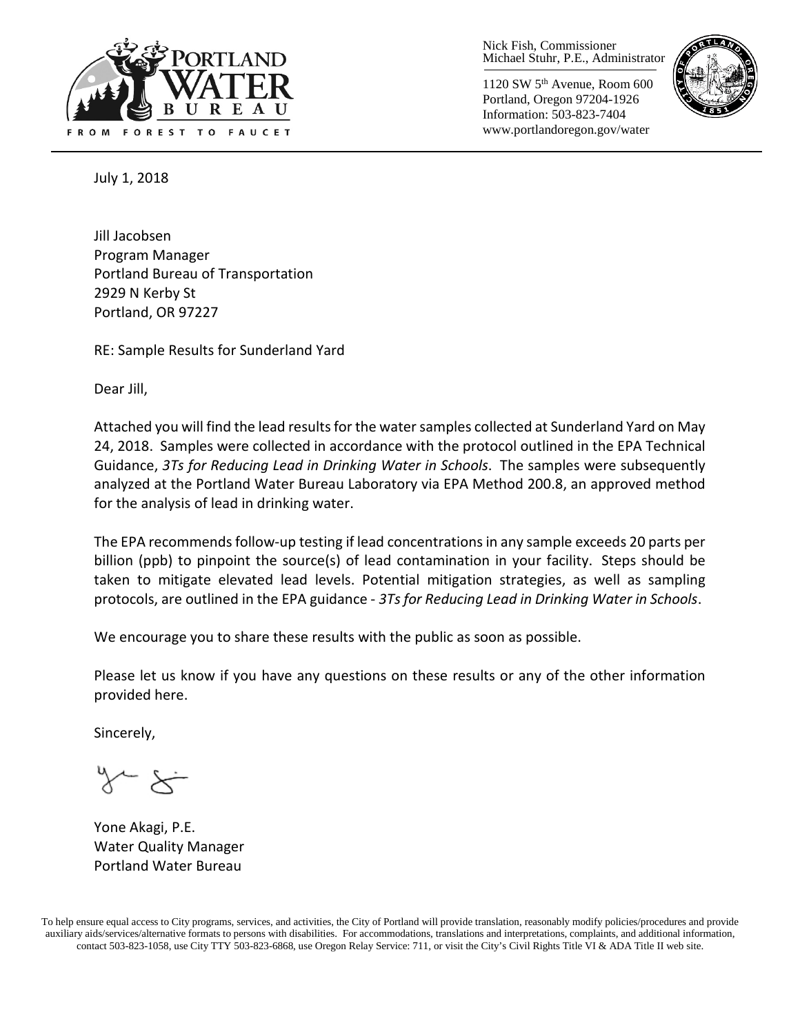PORTLAND WATER BUREAU
FROM FOREST TO FAUCET

Nick Fish, Commissioner
Michael Stuhr, P.E., Administrator

1120 SW 5th Avenue, Room 600
Portland, Oregon 97204-1926
Information: 503-823-7404
www.portlandoregon.gov/water

July 1, 2018

Jill Jacobsen
Program Manager
Portland Bureau of Transportation
2929 N Kerby St
Portland, OR 97227

RE: Sample Results for Sunderland Yard

Dear Jill,

Attached you will find the lead results for the water samples collected at Sunderland Yard on May 24, 2018. Samples were collected in accordance with the protocol outlined in the EPA Technical Guidance, *3Ts for Reducing Lead in Drinking Water in Schools*. The samples were subsequently analyzed at the Portland Water Bureau Laboratory via EPA Method 200.8, an approved method for the analysis of lead in drinking water.

The EPA recommends follow-up testing if lead concentrations in any sample exceeds 20 parts per billion (ppb) to pinpoint the source(s) of lead contamination in your facility. Steps should be taken to mitigate elevated lead levels. Potential mitigation strategies, as well as sampling protocols, are outlined in the EPA guidance - *3Ts for Reducing Lead in Drinking Water in Schools*.

We encourage you to share these results with the public as soon as possible.

Please let us know if you have any questions on these results or any of the other information provided here.

Sincerely,

Yone Akagi, P.E.
Water Quality Manager
Portland Water Bureau

To help ensure equal access to City programs, services, and activities, the City of Portland will provide translation, reasonably modify policies/procedures and provide auxiliary aids/services/alternative formats to persons with disabilities. For accommodations, translations and interpretations, complaints, and additional information, contact 503-823-1058, use City TTY 503-823-6868, use Oregon Relay Service: 711, or visit the City's Civil Rights Title VI & ADA Title II web site.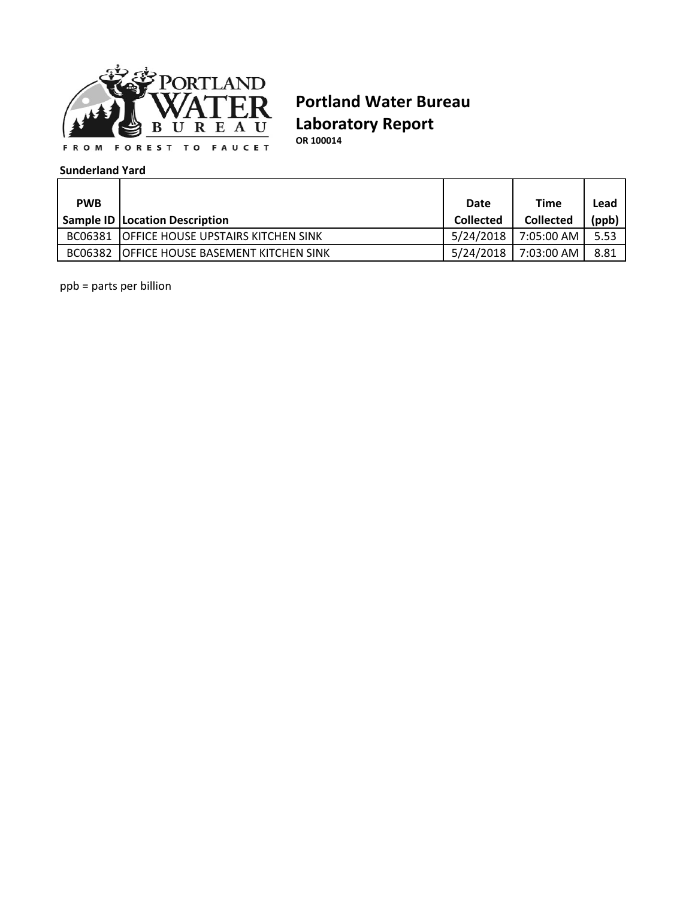PORTLAND WATER BUREAU

FROM FOREST TO FAUCET

# Portland Water Bureau Laboratory Report

**OR 100014**

**Sunderland Yard**

| PWB Sample ID | Location Description | Date Collected | Time Collected | Lead (ppb) |
|---|---|---|---|---|
| BC06381 | OFFICE HOUSE UPSTAIRS KITCHEN SINK | 5/24/2018 | 7:05:00 AM | 5.53 |
| BC06382 | OFFICE HOUSE BASEMENT KITCHEN SINK | 5/24/2018 | 7:03:00 AM | 8.81 |

ppb = parts per billion